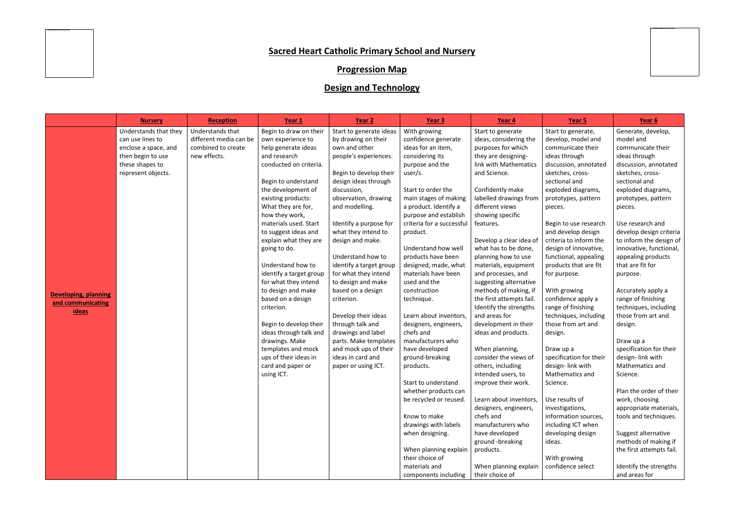# Sacred Heart Catholic Primary School and Nursery

## Progression Map

## Design and Technology

| | Nursery | Reception | Year 1 | Year 2 | Year 3 | Year 4 | Year 5 | Year 6 |
|---|---|---|---|---|---|---|---|---|
| **Developing, planning and communicating ideas** | Understands that they can use lines to enclose a space, and then begin to use these shapes to represent objects. | Understands that different media can be combined to create new effects. | Begin to draw on their own experience to help generate ideas and research conducted on criteria.<br><br>Begin to understand the development of existing products: What they are for, how they work, materials used. Start to suggest ideas and explain what they are going to do.<br><br>Understand how to identify a target group for what they intend to design and make based on a design criterion.<br><br>Begin to develop their ideas through talk and drawings. Make templates and mock ups of their ideas in card and paper or using ICT. | Start to generate ideas by drawing on their own and other people's experiences.<br><br>Begin to develop their design ideas through discussion, observation, drawing and modelling.<br><br>Identify a purpose for what they intend to design and make.<br><br>Understand how to identify a target group for what they intend to design and make based on a design criterion.<br><br>Develop their ideas through talk and drawings and label parts. Make templates and mock ups of their ideas in card and paper or using ICT. | With growing confidence generate ideas for an item, considering its purpose and the user/s.<br><br>Start to order the main stages of making a product. Identify a purpose and establish criteria for a successful product.<br><br>Understand how well products have been designed, made, what materials have been used and the construction technique.<br><br>Learn about inventors, designers, engineers, chefs and manufacturers who have developed ground-breaking products.<br><br>Start to understand whether products can be recycled or reused.<br><br>Know to make drawings with labels when designing.<br><br>When planning explain their choice of materials and components including | Start to generate ideas, considering the purposes for which they are designing- link with Mathematics and Science.<br><br>Confidently make labelled drawings from different views showing specific features.<br><br>Develop a clear idea of what has to be done, planning how to use materials, equipment and processes, and suggesting alternative methods of making, if the first attempts fail. Identify the strengths and areas for development in their ideas and products.<br><br>When planning, consider the views of others, including intended users, to improve their work.<br><br>Learn about inventors, designers, engineers, chefs and manufacturers who have developed ground -breaking products.<br><br>When planning explain their choice of | Start to generate, develop, model and communicate their ideas through discussion, annotated sketches, cross-sectional and exploded diagrams, prototypes, pattern pieces.<br><br>Begin to use research and develop design criteria to inform the design of innovative, functional, appealing products that are fit for purpose.<br><br>With growing confidence apply a range of finishing techniques, including those from art and design.<br><br>Draw up a specification for their design- link with Mathematics and Science.<br><br>Use results of investigations, information sources, including ICT when developing design ideas.<br><br>With growing confidence select | Generate, develop, model and communicate their ideas through discussion, annotated sketches, cross-sectional and exploded diagrams, prototypes, pattern pieces.<br><br>Use research and develop design criteria to inform the design of innovative, functional, appealing products that are fit for purpose.<br><br>Accurately apply a range of finishing techniques, including those from art and design.<br><br>Draw up a specification for their design- link with Mathematics and Science.<br><br>Plan the order of their work, choosing appropriate materials, tools and techniques.<br><br>Suggest alternative methods of making if the first attempts fail.<br><br>Identify the strengths and areas for |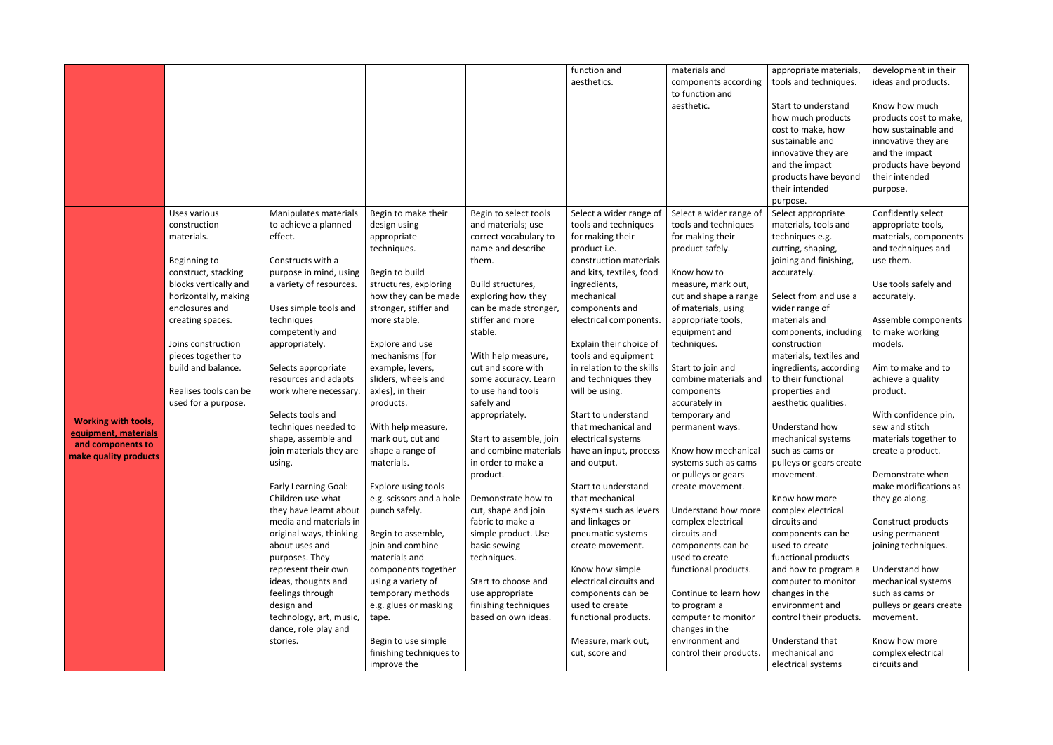| | | | | | | | | |
|---|---|---|---|---|---|---|---|---|
| | | | | | function and aesthetics. | materials and components according to function and aesthetic. | appropriate materials, tools and techniques.<br><br>Start to understand how much products cost to make, how sustainable and innovative they are and the impact products have beyond their intended purpose. | development in their ideas and products.<br><br>Know how much products cost to make, how sustainable and innovative they are and the impact products have beyond their intended purpose. |
| **Working with tools, equipment, materials and components to make quality products** | Uses various construction materials.<br><br>Beginning to construct, stacking blocks vertically and horizontally, making enclosures and creating spaces.<br><br>Joins construction pieces together to build and balance.<br><br>Realises tools can be used for a purpose. | Manipulates materials to achieve a planned effect.<br><br>Constructs with a purpose in mind, using a variety of resources.<br><br>Uses simple tools and techniques competently and appropriately.<br><br>Selects appropriate resources and adapts work where necessary.<br><br>Selects tools and techniques needed to shape, assemble and join materials they are using.<br><br>Early Learning Goal: Children use what they have learnt about media and materials in original ways, thinking about uses and purposes. They represent their own ideas, thoughts and feelings through design and technology, art, music, dance, role play and stories. | Begin to make their design using appropriate techniques.<br><br>Begin to build structures, exploring how they can be made stronger, stiffer and more stable.<br><br>Explore and use mechanisms [for example, levers, sliders, wheels and axles], in their products.<br><br>With help measure, mark out, cut and shape a range of materials.<br><br>Explore using tools e.g. scissors and a hole punch safely.<br><br>Begin to assemble, join and combine materials and components together using a variety of temporary methods e.g. glues or masking tape.<br><br>Begin to use simple finishing techniques to improve the | Begin to select tools and materials; use correct vocabulary to name and describe them.<br><br>Build structures, exploring how they can be made stronger, stiffer and more stable.<br><br>With help measure, cut and score with some accuracy. Learn to use hand tools safely and appropriately.<br><br>Start to assemble, join and combine materials in order to make a product.<br><br>Demonstrate how to cut, shape and join fabric to make a simple product. Use basic sewing techniques.<br><br>Start to choose and use appropriate finishing techniques based on own ideas. | Select a wider range of tools and techniques for making their product i.e. construction materials and kits, textiles, food ingredients, mechanical components and electrical components.<br><br>Explain their choice of tools and equipment in relation to the skills and techniques they will be using.<br><br>Start to understand that mechanical and electrical systems have an input, process and output.<br><br>Start to understand that mechanical systems such as levers and linkages or pneumatic systems create movement.<br><br>Know how simple electrical circuits and components can be used to create functional products.<br><br>Measure, mark out, cut, score and | Select a wider range of tools and techniques for making their product safely.<br><br>Know how to measure, mark out, cut and shape a range of materials, using appropriate tools, equipment and techniques.<br><br>Start to join and combine materials and components accurately in temporary and permanent ways.<br><br>Know how mechanical systems such as cams or pulleys or gears create movement.<br><br>Understand how more complex electrical circuits and components can be used to create functional products.<br><br>Continue to learn how to program a computer to monitor changes in the environment and control their products. | Select appropriate materials, tools and techniques e.g. cutting, shaping, joining and finishing, accurately.<br><br>Select from and use a wider range of materials and components, including construction materials, textiles and ingredients, according to their functional properties and aesthetic qualities.<br><br>Understand how mechanical systems such as cams or pulleys or gears create movement.<br><br>Know how more complex electrical circuits and components can be used to create functional products and how to program a computer to monitor changes in the environment and control their products.<br><br>Understand that mechanical and electrical systems | Confidently select appropriate tools, materials, components and techniques and use them.<br><br>Use tools safely and accurately.<br><br>Assemble components to make working models.<br><br>Aim to make and to achieve a quality product.<br><br>With confidence pin, sew and stitch materials together to create a product.<br><br>Demonstrate when make modifications as they go along.<br><br>Construct products using permanent joining techniques.<br><br>Understand how mechanical systems such as cams or pulleys or gears create movement.<br><br>Know how more complex electrical circuits and |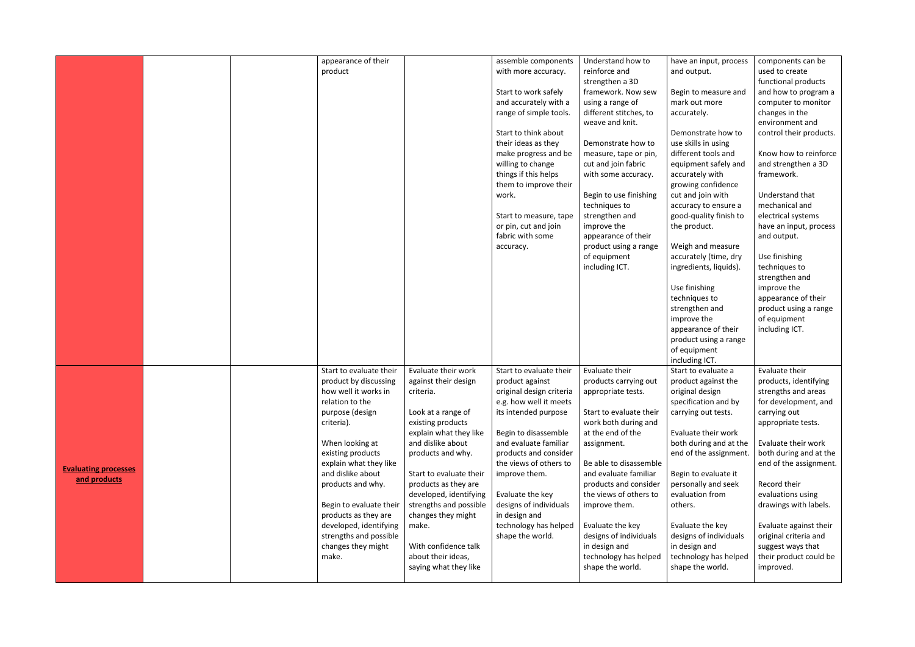| | | | | | | | | |
|---|---|---|---|---|---|---|---|---|
| | | | appearance of their product | | assemble components with more accuracy.<br><br>Start to work safely and accurately with a range of simple tools.<br><br>Start to think about their ideas as they make progress and be willing to change things if this helps them to improve their work.<br><br>Start to measure, tape or pin, cut and join fabric with some accuracy. | Understand how to reinforce and strengthen a 3D framework. Now sew using a range of different stitches, to weave and knit.<br><br>Demonstrate how to measure, tape or pin, cut and join fabric with some accuracy.<br><br>Begin to use finishing techniques to strengthen and improve the appearance of their product using a range of equipment including ICT. | have an input, process and output.<br><br>Begin to measure and mark out more accurately.<br><br>Demonstrate how to use skills in using different tools and equipment safely and accurately with growing confidence cut and join with accuracy to ensure a good-quality finish to the product.<br><br>Weigh and measure accurately (time, dry ingredients, liquids).<br><br>Use finishing techniques to strengthen and improve the appearance of their product using a range of equipment including ICT. | components can be used to create functional products and how to program a computer to monitor changes in the environment and control their products.<br><br>Know how to reinforce and strengthen a 3D framework.<br><br>Understand that mechanical and electrical systems have an input, process and output.<br><br>Use finishing techniques to strengthen and improve the appearance of their product using a range of equipment including ICT. |
| **Evaluating processes and products** | | | Start to evaluate their product by discussing how well it works in relation to the purpose (design criteria).<br><br>When looking at existing products explain what they like and dislike about products and why.<br><br>Begin to evaluate their products as they are developed, identifying strengths and possible changes they might make. | Evaluate their work against their design criteria.<br><br>Look at a range of existing products explain what they like and dislike about products and why.<br><br>Start to evaluate their products as they are developed, identifying strengths and possible changes they might make.<br><br>With confidence talk about their ideas, saying what they like | Start to evaluate their product against original design criteria e.g. how well it meets its intended purpose<br><br>Begin to disassemble and evaluate familiar products and consider the views of others to improve them.<br><br>Evaluate the key designs of individuals in design and technology has helped shape the world. | Evaluate their products carrying out appropriate tests.<br><br>Start to evaluate their work both during and at the end of the assignment.<br><br>Be able to disassemble and evaluate familiar products and consider the views of others to improve them.<br><br>Evaluate the key designs of individuals in design and technology has helped shape the world. | Start to evaluate a product against the original design specification and by carrying out tests.<br><br>Evaluate their work both during and at the end of the assignment.<br><br>Begin to evaluate it personally and seek evaluation from others.<br><br>Evaluate the key designs of individuals in design and technology has helped shape the world. | Evaluate their products, identifying strengths and areas for development, and carrying out appropriate tests.<br><br>Evaluate their work both during and at the end of the assignment.<br><br>Record their evaluations using drawings with labels.<br><br>Evaluate against their original criteria and suggest ways that their product could be improved. |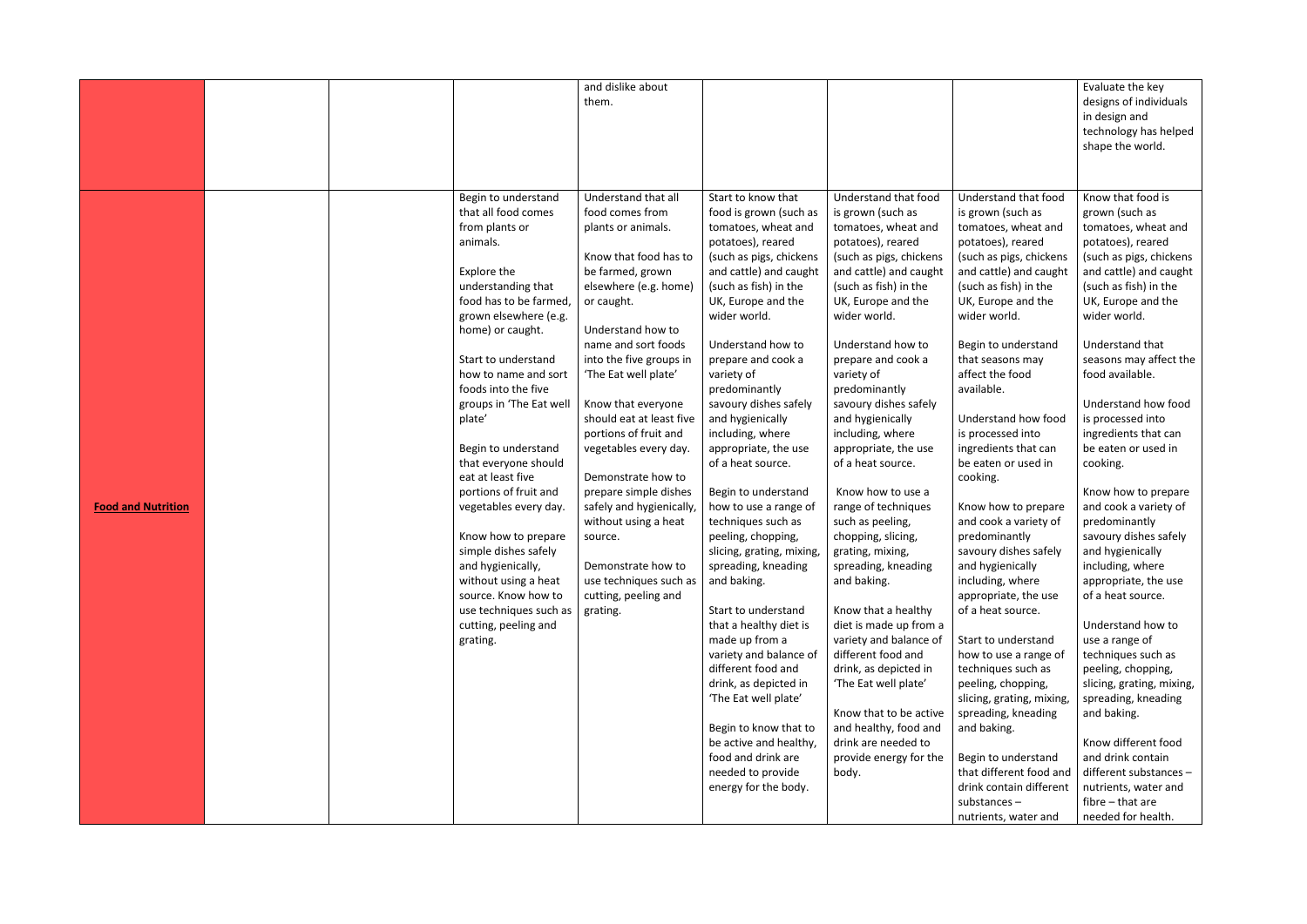| | | | | | | | | |
|---|---|---|---|---|---|---|---|---|
| | | | | and dislike about them. | | | | Evaluate the key designs of individuals in design and technology has helped shape the world. |
| **Food and Nutrition** | | | Begin to understand that all food comes from plants or animals.<br><br>Explore the understanding that food has to be farmed, grown elsewhere (e.g. home) or caught.<br><br>Start to understand how to name and sort foods into the five groups in 'The Eat well plate'<br><br>Begin to understand that everyone should eat at least five portions of fruit and vegetables every day.<br><br>Know how to prepare simple dishes safely and hygienically, without using a heat source. Know how to use techniques such as cutting, peeling and grating. | Understand that all food comes from plants or animals.<br><br>Know that food has to be farmed, grown elsewhere (e.g. home) or caught.<br><br>Understand how to name and sort foods into the five groups in 'The Eat well plate'<br><br>Know that everyone should eat at least five portions of fruit and vegetables every day.<br><br>Demonstrate how to prepare simple dishes safely and hygienically, without using a heat source.<br><br>Demonstrate how to use techniques such as cutting, peeling and grating. | Start to know that food is grown (such as tomatoes, wheat and potatoes), reared (such as pigs, chickens and cattle) and caught (such as fish) in the UK, Europe and the wider world.<br><br>Understand how to prepare and cook a variety of predominantly savoury dishes safely and hygienically including, where appropriate, the use of a heat source.<br><br>Begin to understand how to use a range of techniques such as peeling, chopping, slicing, grating, mixing, spreading, kneading and baking.<br><br>Start to understand that a healthy diet is made up from a variety and balance of different food and drink, as depicted in 'The Eat well plate'<br><br>Begin to know that to be active and healthy, food and drink are needed to provide energy for the body. | Understand that food is grown (such as tomatoes, wheat and potatoes), reared (such as pigs, chickens and cattle) and caught (such as fish) in the UK, Europe and the wider world.<br><br>Understand how to prepare and cook a variety of predominantly savoury dishes safely and hygienically including, where appropriate, the use of a heat source.<br><br>Know how to use a range of techniques such as peeling, chopping, slicing, grating, mixing, spreading, kneading and baking.<br><br>Know that a healthy diet is made up from a variety and balance of different food and drink, as depicted in 'The Eat well plate'<br><br>Know that to be active and healthy, food and drink are needed to provide energy for the body. | Understand that food is grown (such as tomatoes, wheat and potatoes), reared (such as pigs, chickens and cattle) and caught (such as fish) in the UK, Europe and the wider world.<br><br>Begin to understand that seasons may affect the food available.<br><br>Understand how food is processed into ingredients that can be eaten or used in cooking.<br><br>Know how to prepare and cook a variety of predominantly savoury dishes safely and hygienically including, where appropriate, the use of a heat source.<br><br>Start to understand how to use a range of techniques such as peeling, chopping, slicing, grating, mixing, spreading, kneading and baking.<br><br>Begin to understand that different food and drink contain different substances – nutrients, water and | Know that food is grown (such as tomatoes, wheat and potatoes), reared (such as pigs, chickens and cattle) and caught (such as fish) in the UK, Europe and the wider world.<br><br>Understand that seasons may affect the food available.<br><br>Understand how food is processed into ingredients that can be eaten or used in cooking.<br><br>Know how to prepare and cook a variety of predominantly savoury dishes safely and hygienically including, where appropriate, the use of a heat source.<br><br>Understand how to use a range of techniques such as peeling, chopping, slicing, grating, mixing, spreading, kneading and baking.<br><br>Know different food and drink contain different substances – nutrients, water and fibre – that are needed for health. |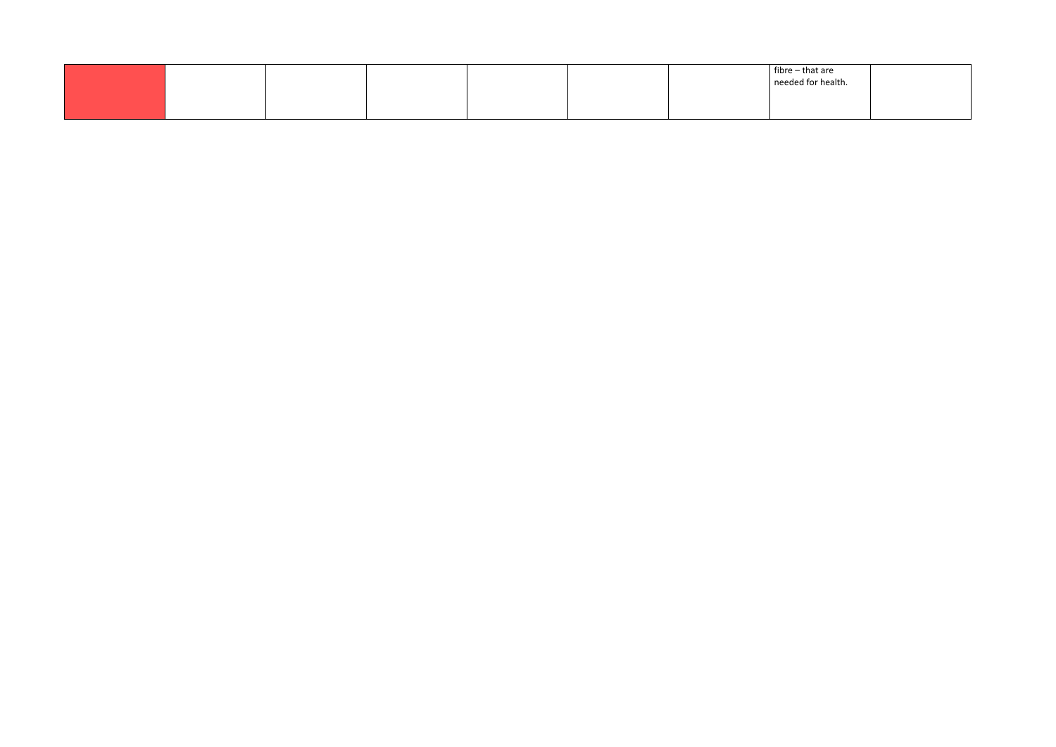| | | | | | | | | |
|---|---|---|---|---|---|---|---|---|
| | | | | | | | fibre – that are needed for health. | |